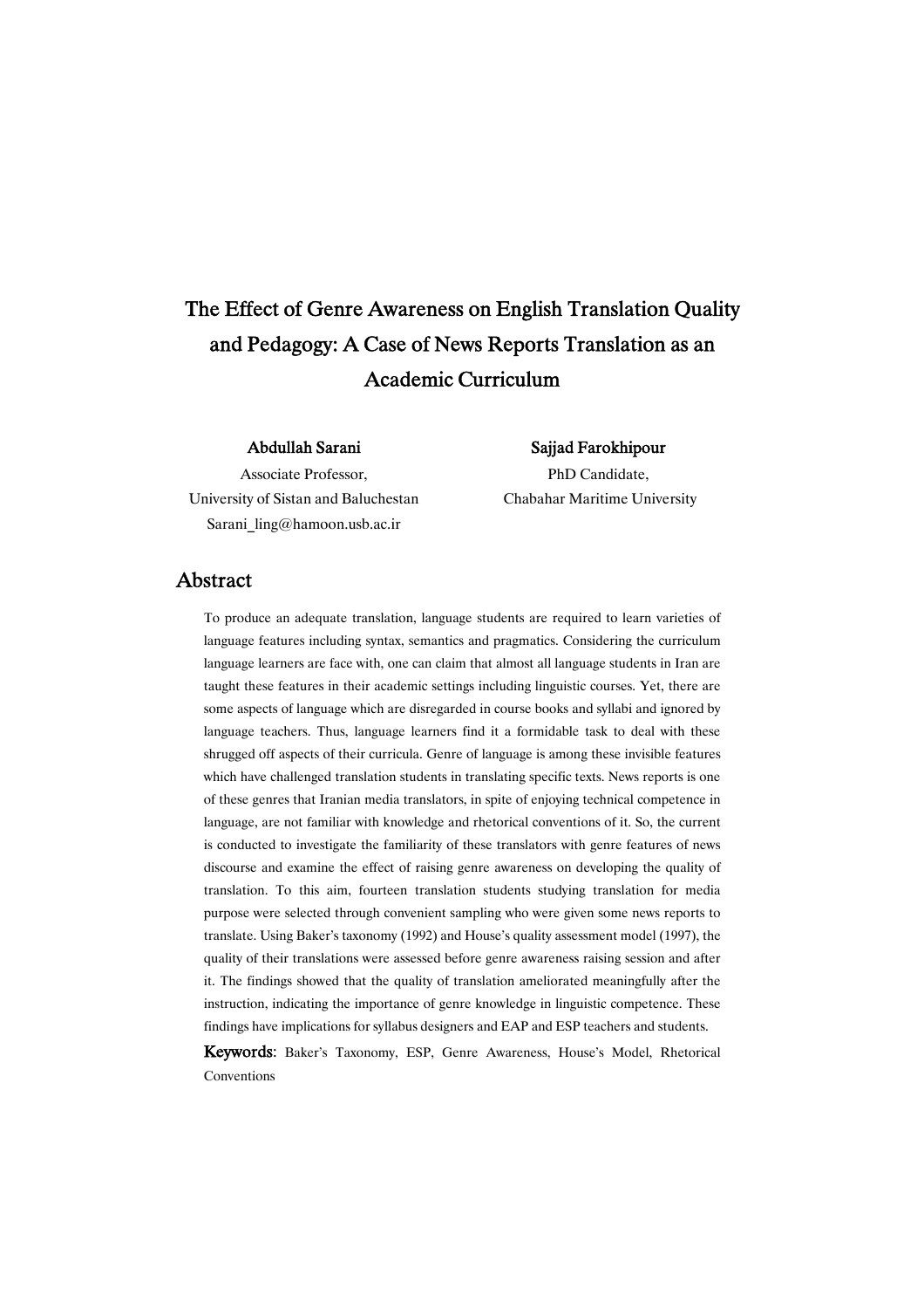# The Effect of Genre Awareness on English Translation Quality and Pedagogy: A Case of News Reports Translation as an Academic Curriculum

**Abdullah Sarani**
Associate Professor,
University of Sistan and Baluchestan
Sarani_ling@hamoon.usb.ac.ir

**Sajjad Farokhipour**
PhD Candidate,
Chabahar Maritime University

## Abstract

To produce an adequate translation, language students are required to learn varieties of language features including syntax, semantics and pragmatics. Considering the curriculum language learners are face with, one can claim that almost all language students in Iran are taught these features in their academic settings including linguistic courses. Yet, there are some aspects of language which are disregarded in course books and syllabi and ignored by language teachers. Thus, language learners find it a formidable task to deal with these shrugged off aspects of their curricula. Genre of language is among these invisible features which have challenged translation students in translating specific texts. News reports is one of these genres that Iranian media translators, in spite of enjoying technical competence in language, are not familiar with knowledge and rhetorical conventions of it. So, the current is conducted to investigate the familiarity of these translators with genre features of news discourse and examine the effect of raising genre awareness on developing the quality of translation. To this aim, fourteen translation students studying translation for media purpose were selected through convenient sampling who were given some news reports to translate. Using Baker's taxonomy (1992) and House's quality assessment model (1997), the quality of their translations were assessed before genre awareness raising session and after it. The findings showed that the quality of translation ameliorated meaningfully after the instruction, indicating the importance of genre knowledge in linguistic competence. These findings have implications for syllabus designers and EAP and ESP teachers and students.

**Keywords**: Baker's Taxonomy, ESP, Genre Awareness, House's Model, Rhetorical Conventions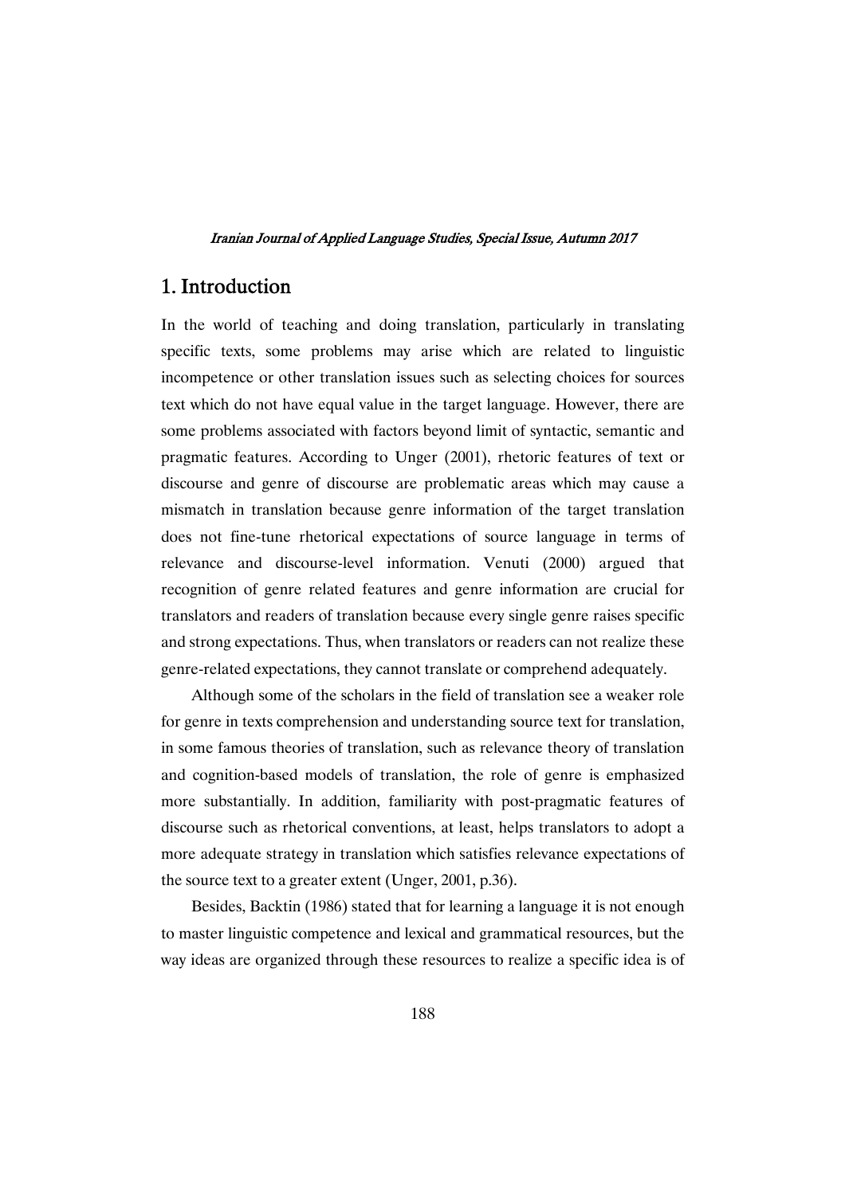## 1. Introduction

In the world of teaching and doing translation, particularly in translating specific texts, some problems may arise which are related to linguistic incompetence or other translation issues such as selecting choices for sources text which do not have equal value in the target language. However, there are some problems associated with factors beyond limit of syntactic, semantic and pragmatic features. According to Unger (2001), rhetoric features of text or discourse and genre of discourse are problematic areas which may cause a mismatch in translation because genre information of the target translation does not fine-tune rhetorical expectations of source language in terms of relevance and discourse-level information. Venuti (2000) argued that recognition of genre related features and genre information are crucial for translators and readers of translation because every single genre raises specific and strong expectations. Thus, when translators or readers can not realize these genre-related expectations, they cannot translate or comprehend adequately.

Although some of the scholars in the field of translation see a weaker role for genre in texts comprehension and understanding source text for translation, in some famous theories of translation, such as relevance theory of translation and cognition-based models of translation, the role of genre is emphasized more substantially. In addition, familiarity with post-pragmatic features of discourse such as rhetorical conventions, at least, helps translators to adopt a more adequate strategy in translation which satisfies relevance expectations of the source text to a greater extent (Unger, 2001, p.36).

Besides, Backtin (1986) stated that for learning a language it is not enough to master linguistic competence and lexical and grammatical resources, but the way ideas are organized through these resources to realize a specific idea is of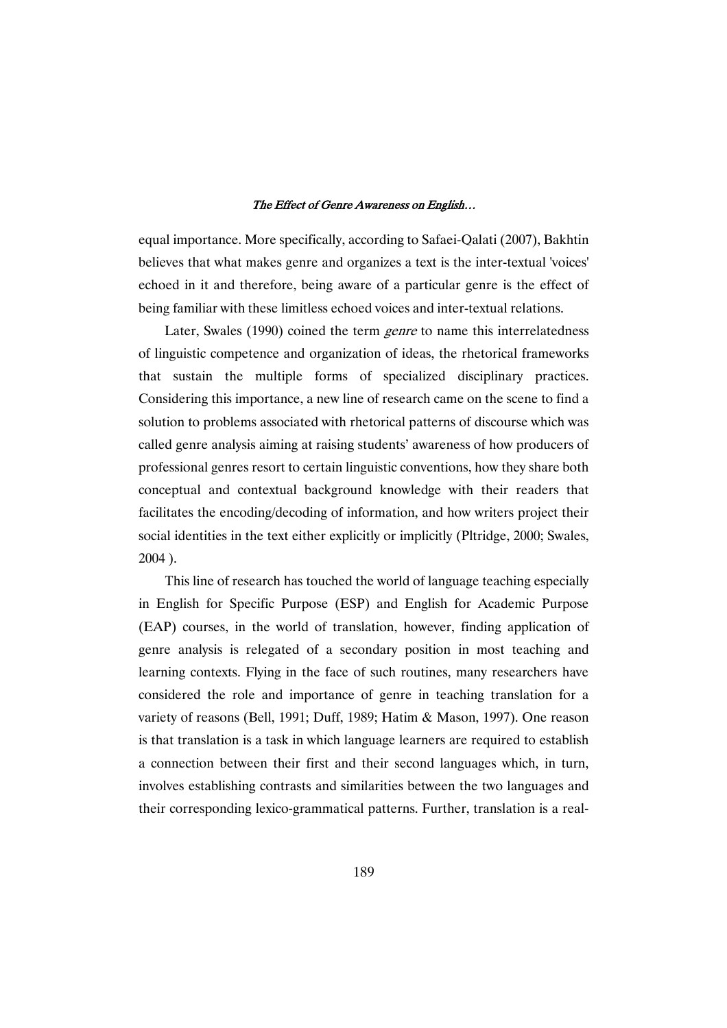equal importance. More specifically, according to Safaei-Qalati (2007), Bakhtin believes that what makes genre and organizes a text is the inter-textual 'voices' echoed in it and therefore, being aware of a particular genre is the effect of being familiar with these limitless echoed voices and inter-textual relations.

Later, Swales (1990) coined the term *genre* to name this interrelatedness of linguistic competence and organization of ideas, the rhetorical frameworks that sustain the multiple forms of specialized disciplinary practices. Considering this importance, a new line of research came on the scene to find a solution to problems associated with rhetorical patterns of discourse which was called genre analysis aiming at raising students' awareness of how producers of professional genres resort to certain linguistic conventions, how they share both conceptual and contextual background knowledge with their readers that facilitates the encoding/decoding of information, and how writers project their social identities in the text either explicitly or implicitly (Pltridge, 2000; Swales, 2004 ).

This line of research has touched the world of language teaching especially in English for Specific Purpose (ESP) and English for Academic Purpose (EAP) courses, in the world of translation, however, finding application of genre analysis is relegated of a secondary position in most teaching and learning contexts. Flying in the face of such routines, many researchers have considered the role and importance of genre in teaching translation for a variety of reasons (Bell, 1991; Duff, 1989; Hatim & Mason, 1997). One reason is that translation is a task in which language learners are required to establish a connection between their first and their second languages which, in turn, involves establishing contrasts and similarities between the two languages and their corresponding lexico-grammatical patterns. Further, translation is a real-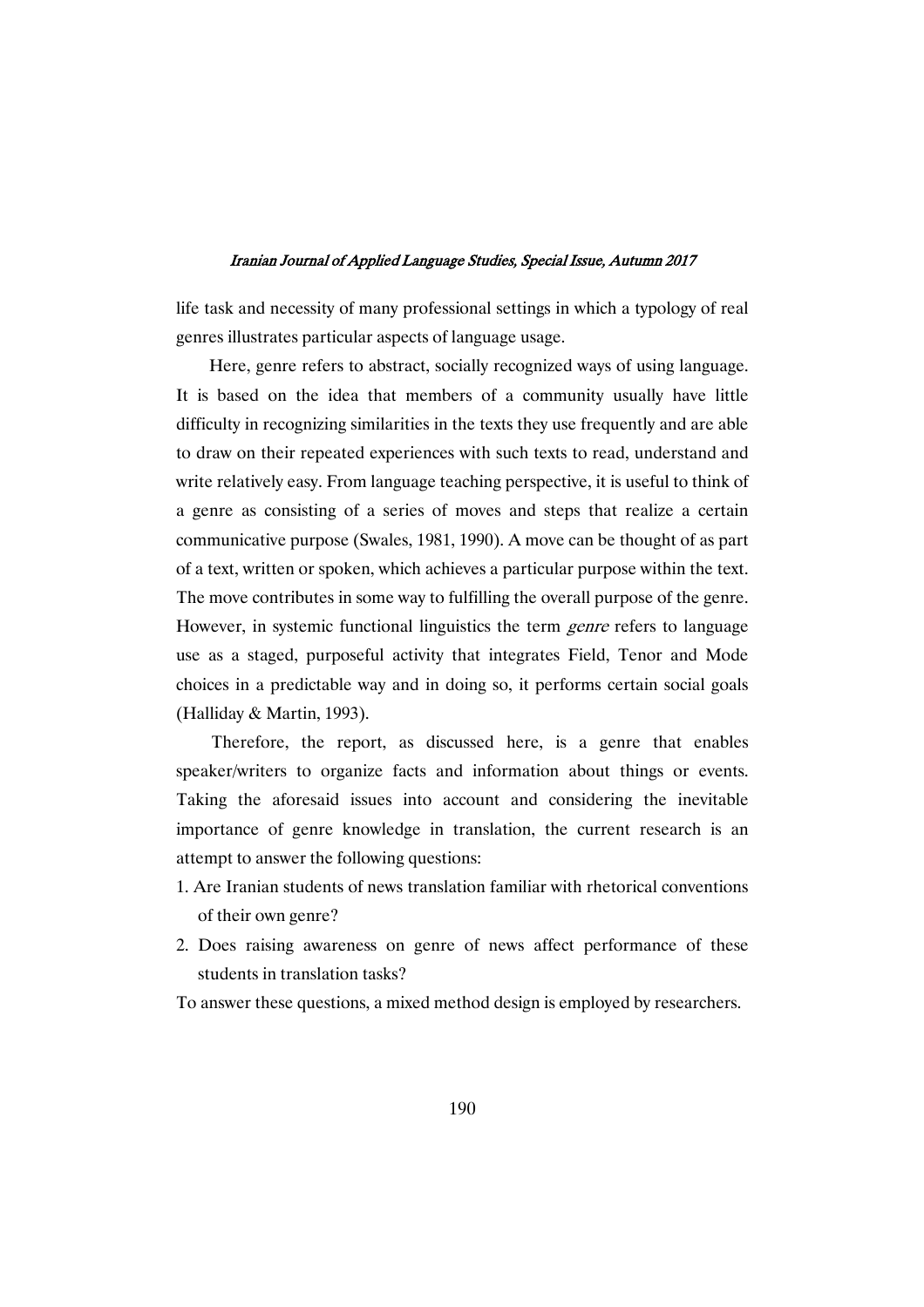life task and necessity of many professional settings in which a typology of real genres illustrates particular aspects of language usage.

Here, genre refers to abstract, socially recognized ways of using language. It is based on the idea that members of a community usually have little difficulty in recognizing similarities in the texts they use frequently and are able to draw on their repeated experiences with such texts to read, understand and write relatively easy. From language teaching perspective, it is useful to think of a genre as consisting of a series of moves and steps that realize a certain communicative purpose (Swales, 1981, 1990). A move can be thought of as part of a text, written or spoken, which achieves a particular purpose within the text. The move contributes in some way to fulfilling the overall purpose of the genre. However, in systemic functional linguistics the term *genre* refers to language use as a staged, purposeful activity that integrates Field, Tenor and Mode choices in a predictable way and in doing so, it performs certain social goals (Halliday & Martin, 1993).

Therefore, the report, as discussed here, is a genre that enables speaker/writers to organize facts and information about things or events. Taking the aforesaid issues into account and considering the inevitable importance of genre knowledge in translation, the current research is an attempt to answer the following questions:

1. Are Iranian students of news translation familiar with rhetorical conventions of their own genre?
2. Does raising awareness on genre of news affect performance of these students in translation tasks?

To answer these questions, a mixed method design is employed by researchers.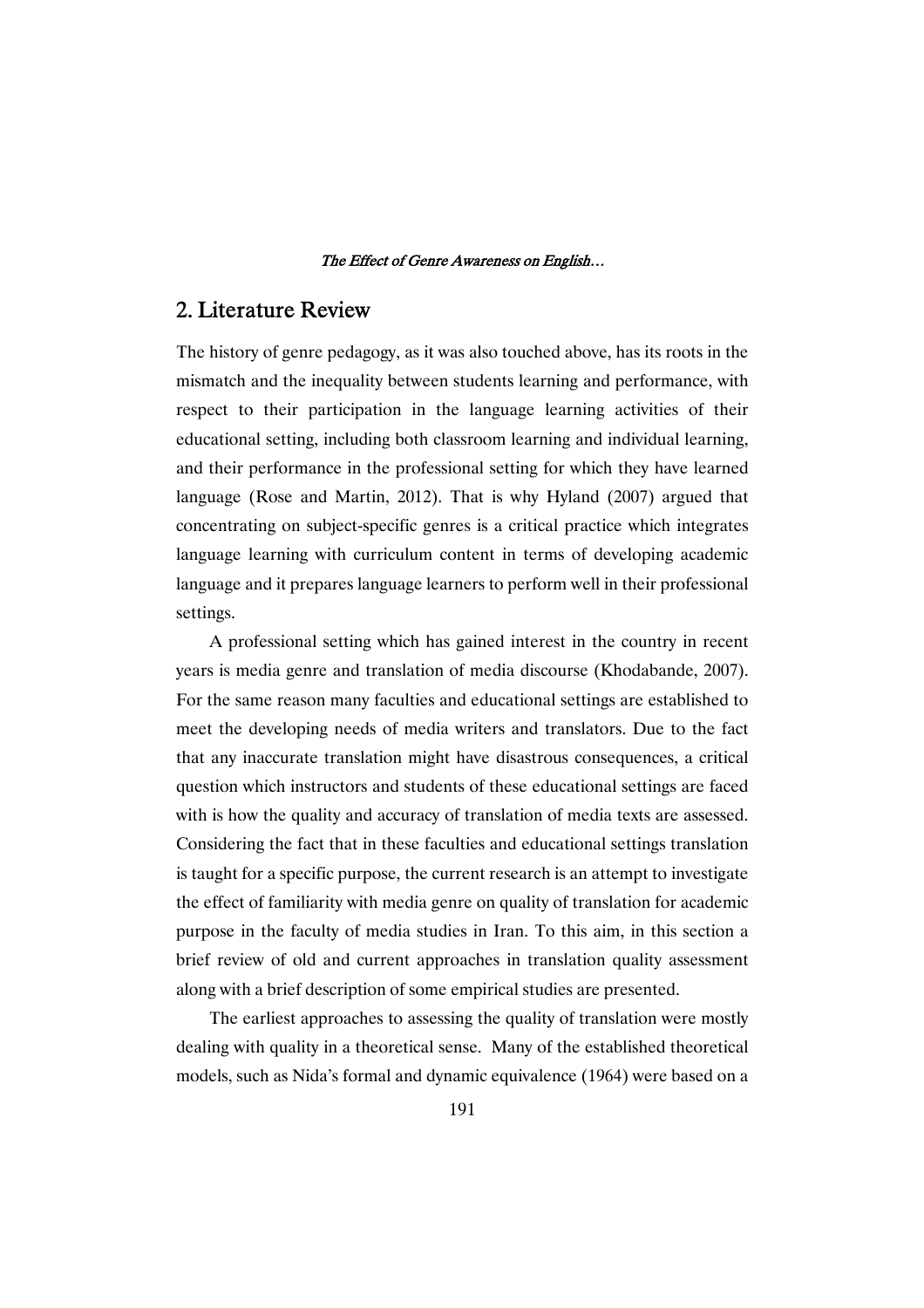## 2. Literature Review

The history of genre pedagogy, as it was also touched above, has its roots in the mismatch and the inequality between students learning and performance, with respect to their participation in the language learning activities of their educational setting, including both classroom learning and individual learning, and their performance in the professional setting for which they have learned language (Rose and Martin, 2012). That is why Hyland (2007) argued that concentrating on subject-specific genres is a critical practice which integrates language learning with curriculum content in terms of developing academic language and it prepares language learners to perform well in their professional settings.

A professional setting which has gained interest in the country in recent years is media genre and translation of media discourse (Khodabande, 2007). For the same reason many faculties and educational settings are established to meet the developing needs of media writers and translators. Due to the fact that any inaccurate translation might have disastrous consequences, a critical question which instructors and students of these educational settings are faced with is how the quality and accuracy of translation of media texts are assessed. Considering the fact that in these faculties and educational settings translation is taught for a specific purpose, the current research is an attempt to investigate the effect of familiarity with media genre on quality of translation for academic purpose in the faculty of media studies in Iran. To this aim, in this section a brief review of old and current approaches in translation quality assessment along with a brief description of some empirical studies are presented.

The earliest approaches to assessing the quality of translation were mostly dealing with quality in a theoretical sense. Many of the established theoretical models, such as Nida's formal and dynamic equivalence (1964) were based on a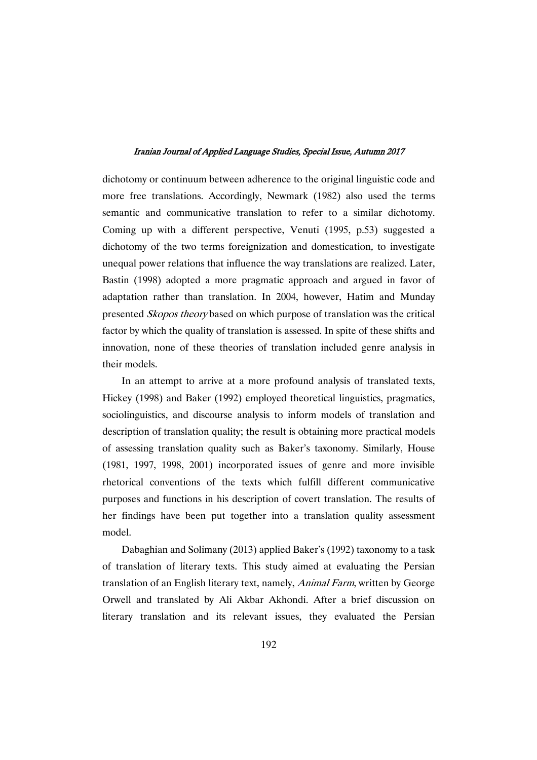dichotomy or continuum between adherence to the original linguistic code and more free translations. Accordingly, Newmark (1982) also used the terms semantic and communicative translation to refer to a similar dichotomy. Coming up with a different perspective, Venuti (1995, p.53) suggested a dichotomy of the two terms foreignization and domestication, to investigate unequal power relations that influence the way translations are realized. Later, Bastin (1998) adopted a more pragmatic approach and argued in favor of adaptation rather than translation. In 2004, however, Hatim and Munday presented *Skopos theory* based on which purpose of translation was the critical factor by which the quality of translation is assessed. In spite of these shifts and innovation, none of these theories of translation included genre analysis in their models.

In an attempt to arrive at a more profound analysis of translated texts, Hickey (1998) and Baker (1992) employed theoretical linguistics, pragmatics, sociolinguistics, and discourse analysis to inform models of translation and description of translation quality; the result is obtaining more practical models of assessing translation quality such as Baker's taxonomy. Similarly, House (1981, 1997, 1998, 2001) incorporated issues of genre and more invisible rhetorical conventions of the texts which fulfill different communicative purposes and functions in his description of covert translation. The results of her findings have been put together into a translation quality assessment model.

Dabaghian and Solimany (2013) applied Baker's (1992) taxonomy to a task of translation of literary texts. This study aimed at evaluating the Persian translation of an English literary text, namely, *Animal Farm*, written by George Orwell and translated by Ali Akbar Akhondi. After a brief discussion on literary translation and its relevant issues, they evaluated the Persian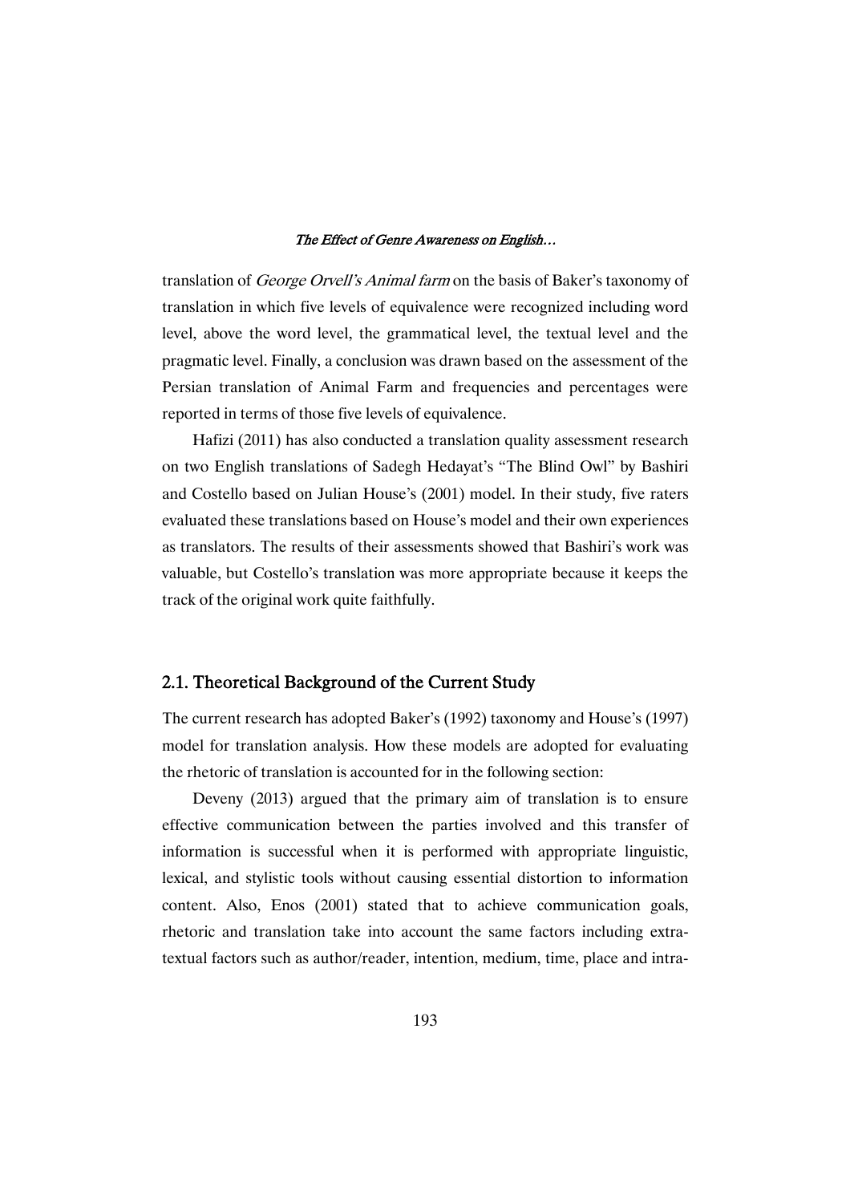translation of *George Orvell's Animal farm* on the basis of Baker's taxonomy of translation in which five levels of equivalence were recognized including word level, above the word level, the grammatical level, the textual level and the pragmatic level. Finally, a conclusion was drawn based on the assessment of the Persian translation of Animal Farm and frequencies and percentages were reported in terms of those five levels of equivalence.

Hafizi (2011) has also conducted a translation quality assessment research on two English translations of Sadegh Hedayat's "The Blind Owl" by Bashiri and Costello based on Julian House's (2001) model. In their study, five raters evaluated these translations based on House's model and their own experiences as translators. The results of their assessments showed that Bashiri's work was valuable, but Costello's translation was more appropriate because it keeps the track of the original work quite faithfully.

## 2.1. Theoretical Background of the Current Study

The current research has adopted Baker's (1992) taxonomy and House's (1997) model for translation analysis. How these models are adopted for evaluating the rhetoric of translation is accounted for in the following section:

Deveny (2013) argued that the primary aim of translation is to ensure effective communication between the parties involved and this transfer of information is successful when it is performed with appropriate linguistic, lexical, and stylistic tools without causing essential distortion to information content. Also, Enos (2001) stated that to achieve communication goals, rhetoric and translation take into account the same factors including extra-textual factors such as author/reader, intention, medium, time, place and intra-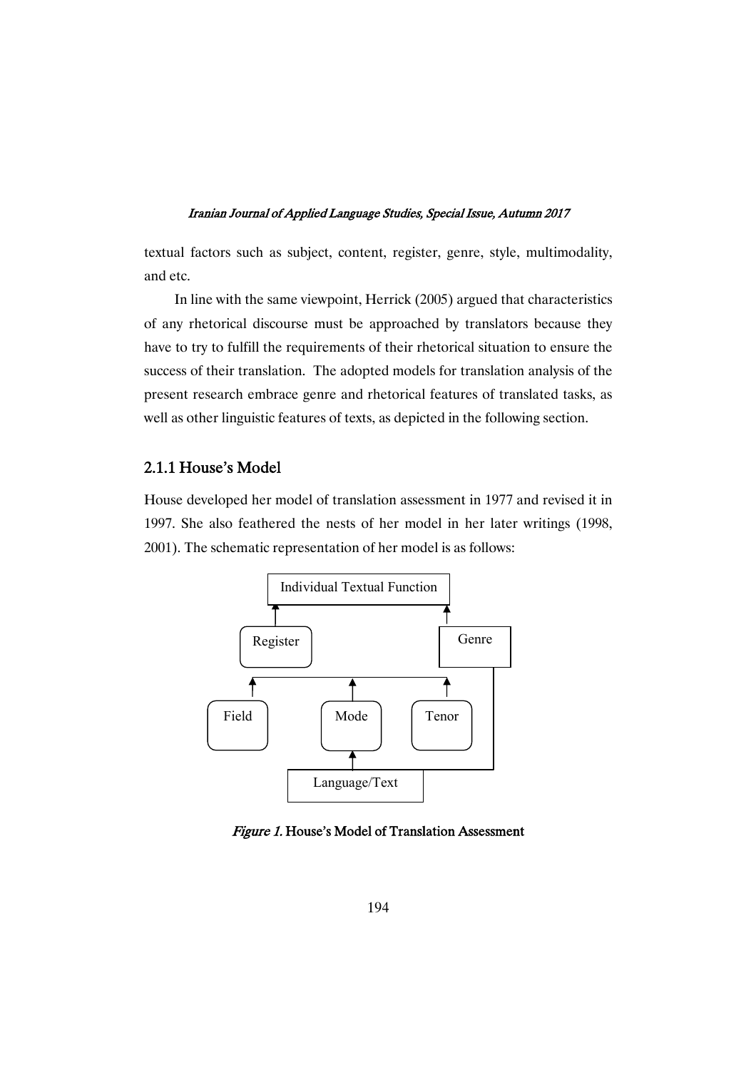textual factors such as subject, content, register, genre, style, multimodality, and etc.

In line with the same viewpoint, Herrick (2005) argued that characteristics of any rhetorical discourse must be approached by translators because they have to try to fulfill the requirements of their rhetorical situation to ensure the success of their translation. The adopted models for translation analysis of the present research embrace genre and rhetorical features of translated tasks, as well as other linguistic features of texts, as depicted in the following section.

### 2.1.1 House's Model

House developed her model of translation assessment in 1977 and revised it in 1997. She also feathered the nests of her model in her later writings (1998, 2001). The schematic representation of her model is as follows:

Individual Textual Function

Register    Genre

Field    Mode    Tenor

Language/Text

*Figure 1.* **House's Model of Translation Assessment**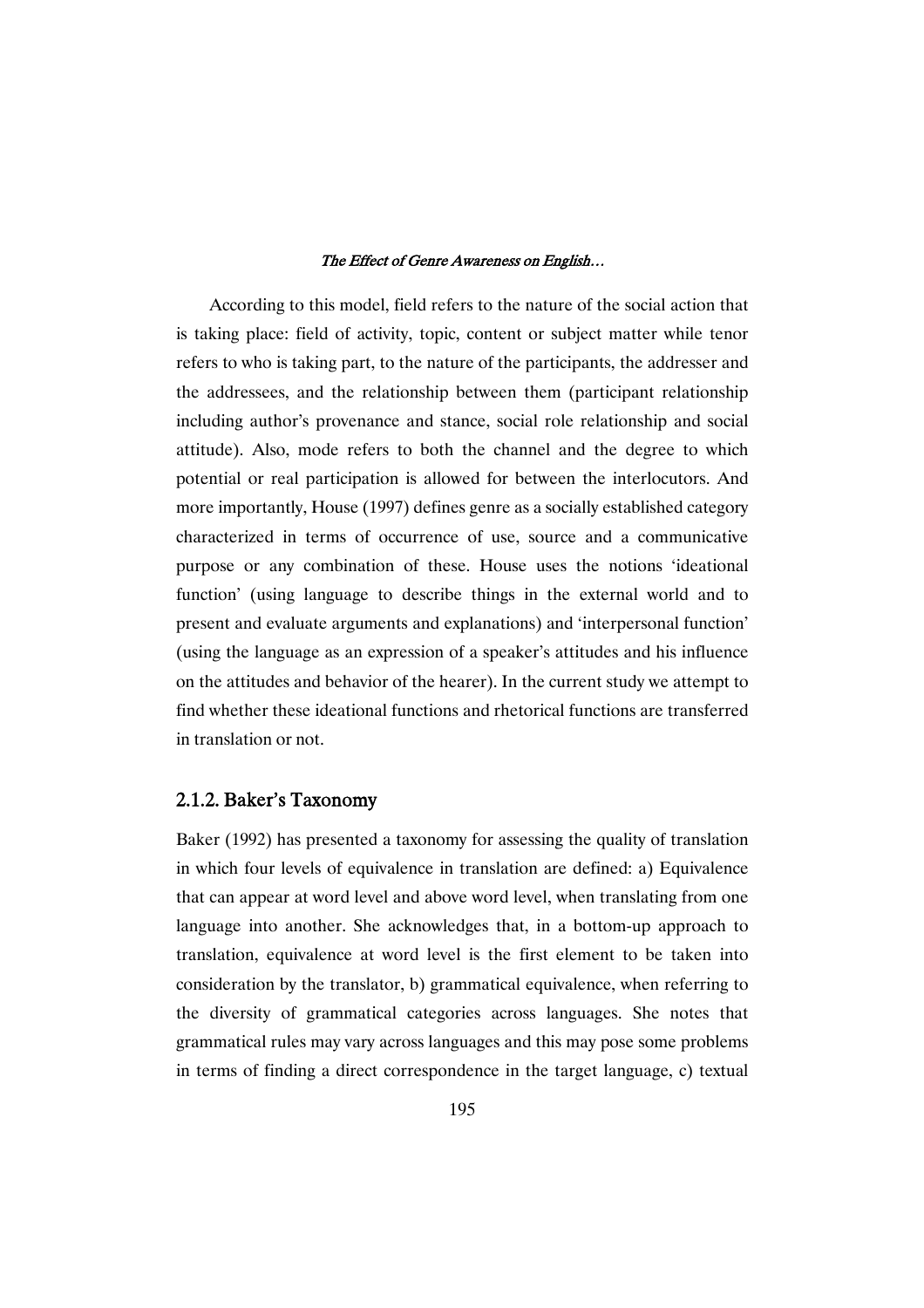According to this model, field refers to the nature of the social action that is taking place: field of activity, topic, content or subject matter while tenor refers to who is taking part, to the nature of the participants, the addresser and the addressees, and the relationship between them (participant relationship including author's provenance and stance, social role relationship and social attitude). Also, mode refers to both the channel and the degree to which potential or real participation is allowed for between the interlocutors. And more importantly, House (1997) defines genre as a socially established category characterized in terms of occurrence of use, source and a communicative purpose or any combination of these. House uses the notions 'ideational function' (using language to describe things in the external world and to present and evaluate arguments and explanations) and 'interpersonal function' (using the language as an expression of a speaker's attitudes and his influence on the attitudes and behavior of the hearer). In the current study we attempt to find whether these ideational functions and rhetorical functions are transferred in translation or not.

### 2.1.2. Baker's Taxonomy

Baker (1992) has presented a taxonomy for assessing the quality of translation in which four levels of equivalence in translation are defined: a) Equivalence that can appear at word level and above word level, when translating from one language into another. She acknowledges that, in a bottom-up approach to translation, equivalence at word level is the first element to be taken into consideration by the translator, b) grammatical equivalence, when referring to the diversity of grammatical categories across languages. She notes that grammatical rules may vary across languages and this may pose some problems in terms of finding a direct correspondence in the target language, c) textual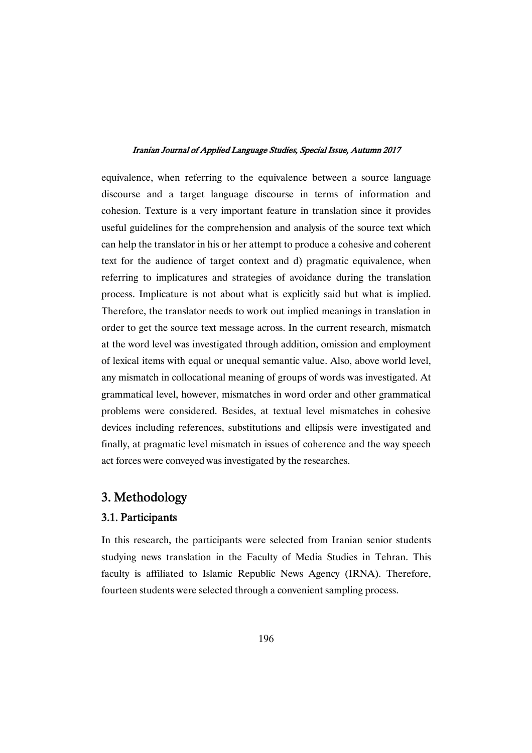equivalence, when referring to the equivalence between a source language discourse and a target language discourse in terms of information and cohesion. Texture is a very important feature in translation since it provides useful guidelines for the comprehension and analysis of the source text which can help the translator in his or her attempt to produce a cohesive and coherent text for the audience of target context and d) pragmatic equivalence, when referring to implicatures and strategies of avoidance during the translation process. Implicature is not about what is explicitly said but what is implied. Therefore, the translator needs to work out implied meanings in translation in order to get the source text message across. In the current research, mismatch at the word level was investigated through addition, omission and employment of lexical items with equal or unequal semantic value. Also, above world level, any mismatch in collocational meaning of groups of words was investigated. At grammatical level, however, mismatches in word order and other grammatical problems were considered. Besides, at textual level mismatches in cohesive devices including references, substitutions and ellipsis were investigated and finally, at pragmatic level mismatch in issues of coherence and the way speech act forces were conveyed was investigated by the researches.

## 3. Methodology

### 3.1. Participants

In this research, the participants were selected from Iranian senior students studying news translation in the Faculty of Media Studies in Tehran. This faculty is affiliated to Islamic Republic News Agency (IRNA). Therefore, fourteen students were selected through a convenient sampling process.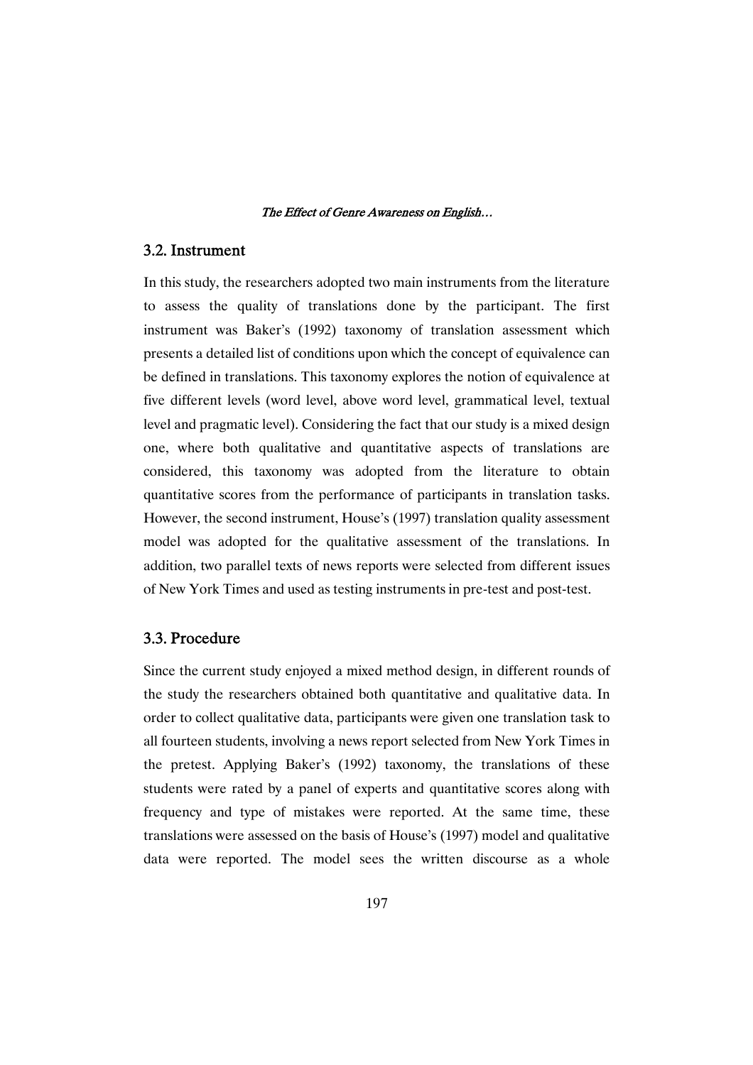### 3.2. Instrument

In this study, the researchers adopted two main instruments from the literature to assess the quality of translations done by the participant. The first instrument was Baker's (1992) taxonomy of translation assessment which presents a detailed list of conditions upon which the concept of equivalence can be defined in translations. This taxonomy explores the notion of equivalence at five different levels (word level, above word level, grammatical level, textual level and pragmatic level). Considering the fact that our study is a mixed design one, where both qualitative and quantitative aspects of translations are considered, this taxonomy was adopted from the literature to obtain quantitative scores from the performance of participants in translation tasks. However, the second instrument, House's (1997) translation quality assessment model was adopted for the qualitative assessment of the translations. In addition, two parallel texts of news reports were selected from different issues of New York Times and used as testing instruments in pre-test and post-test.

### 3.3. Procedure

Since the current study enjoyed a mixed method design, in different rounds of the study the researchers obtained both quantitative and qualitative data. In order to collect qualitative data, participants were given one translation task to all fourteen students, involving a news report selected from New York Times in the pretest. Applying Baker's (1992) taxonomy, the translations of these students were rated by a panel of experts and quantitative scores along with frequency and type of mistakes were reported. At the same time, these translations were assessed on the basis of House's (1997) model and qualitative data were reported. The model sees the written discourse as a whole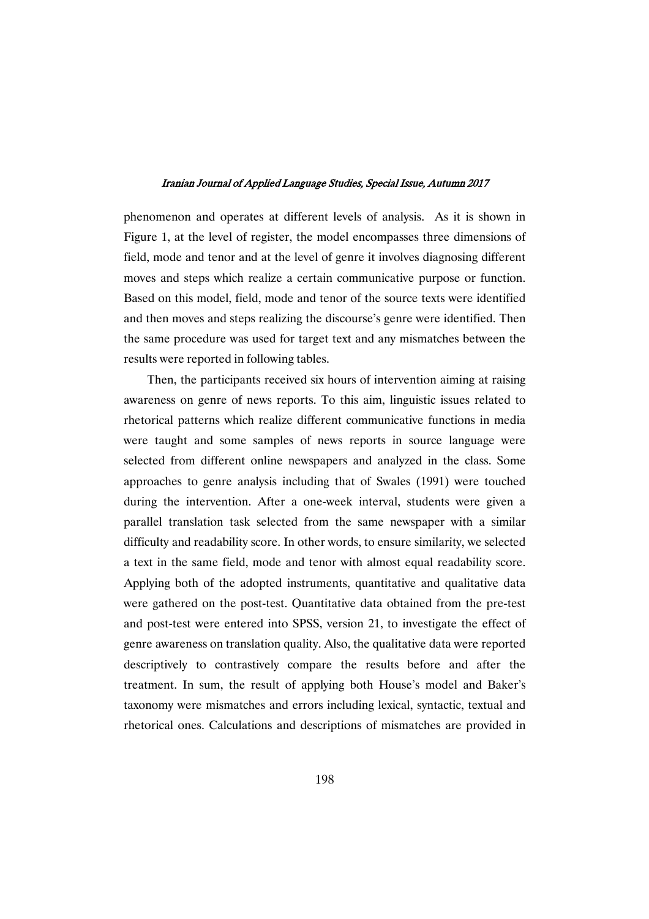phenomenon and operates at different levels of analysis. As it is shown in Figure 1, at the level of register, the model encompasses three dimensions of field, mode and tenor and at the level of genre it involves diagnosing different moves and steps which realize a certain communicative purpose or function. Based on this model, field, mode and tenor of the source texts were identified and then moves and steps realizing the discourse's genre were identified. Then the same procedure was used for target text and any mismatches between the results were reported in following tables.

Then, the participants received six hours of intervention aiming at raising awareness on genre of news reports. To this aim, linguistic issues related to rhetorical patterns which realize different communicative functions in media were taught and some samples of news reports in source language were selected from different online newspapers and analyzed in the class. Some approaches to genre analysis including that of Swales (1991) were touched during the intervention. After a one-week interval, students were given a parallel translation task selected from the same newspaper with a similar difficulty and readability score. In other words, to ensure similarity, we selected a text in the same field, mode and tenor with almost equal readability score. Applying both of the adopted instruments, quantitative and qualitative data were gathered on the post-test. Quantitative data obtained from the pre-test and post-test were entered into SPSS, version 21, to investigate the effect of genre awareness on translation quality. Also, the qualitative data were reported descriptively to contrastively compare the results before and after the treatment. In sum, the result of applying both House's model and Baker's taxonomy were mismatches and errors including lexical, syntactic, textual and rhetorical ones. Calculations and descriptions of mismatches are provided in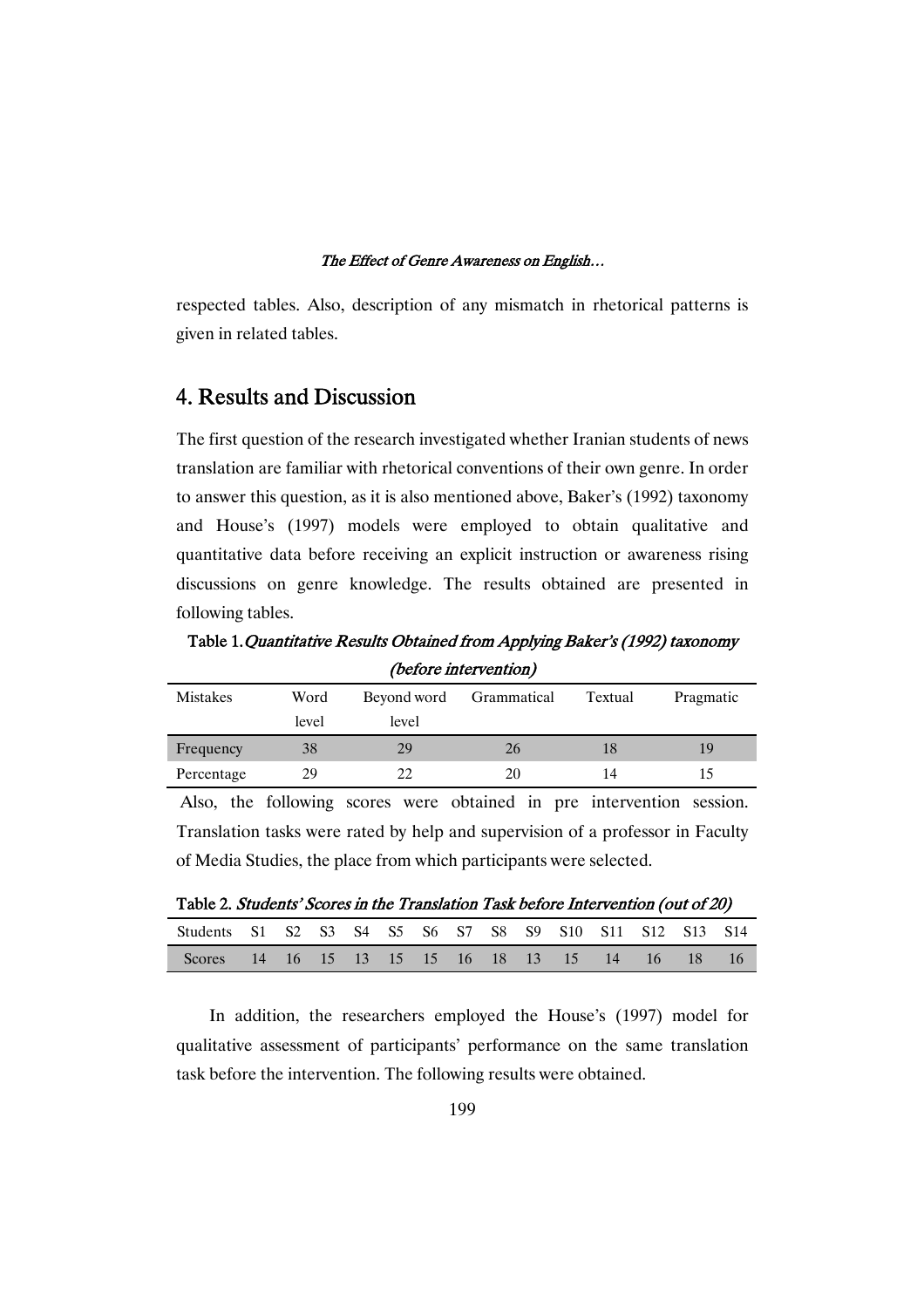respected tables. Also, description of any mismatch in rhetorical patterns is given in related tables.

## 4. Results and Discussion

The first question of the research investigated whether Iranian students of news translation are familiar with rhetorical conventions of their own genre. In order to answer this question, as it is also mentioned above, Baker's (1992) taxonomy and House's (1997) models were employed to obtain qualitative and quantitative data before receiving an explicit instruction or awareness rising discussions on genre knowledge. The results obtained are presented in following tables.

**Table 1.** *Quantitative Results Obtained from Applying Baker's (1992) taxonomy (before intervention)*

| Mistakes | Word level | Beyond word level | Grammatical | Textual | Pragmatic |
|---|---|---|---|---|---|
| Frequency | 38 | 29 | 26 | 18 | 19 |
| Percentage | 29 | 22 | 20 | 14 | 15 |

Also, the following scores were obtained in pre intervention session. Translation tasks were rated by help and supervision of a professor in Faculty of Media Studies, the place from which participants were selected.

**Table 2.** *Students' Scores in the Translation Task before Intervention (out of 20)*

| Students | S1 | S2 | S3 | S4 | S5 | S6 | S7 | S8 | S9 | S10 | S11 | S12 | S13 | S14 |
|---|---|---|---|---|---|---|---|---|---|---|---|---|---|---|
| Scores | 14 | 16 | 15 | 13 | 15 | 15 | 16 | 18 | 13 | 15 | 14 | 16 | 18 | 16 |

In addition, the researchers employed the House's (1997) model for qualitative assessment of participants' performance on the same translation task before the intervention. The following results were obtained.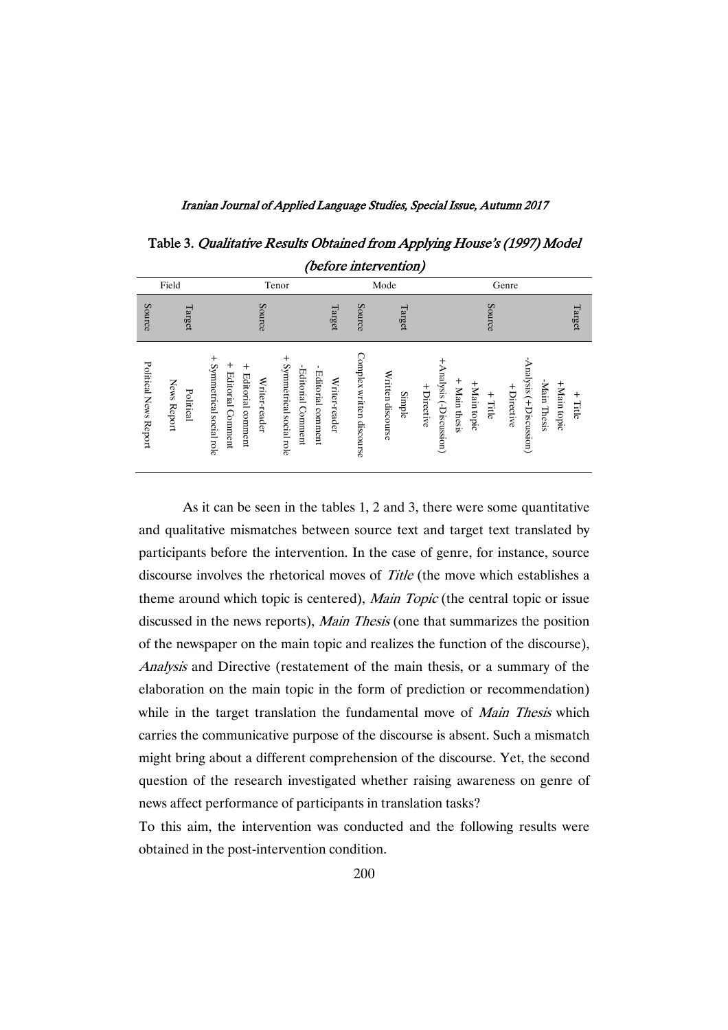**Table 3.** *Qualitative Results Obtained from Applying House's (1997) Model (before intervention)*

| Field | | Tenor | | Mode | | Genre | |
|---|---|---|---|---|---|---|---|
| Source | Target | Source | Target | Source | Target | Source | Target |
| Political News Report | Political News Report | + Symmetrical social role<br>+ Editorial Comment<br>+ Editorial comment<br>Writer-reader | + Symmetrical social role<br>-Editorial Comment<br>- Editorial comment<br>Writer-reader | Complex written discourse | Written discourse Simple | +Analysis (-Discussion)<br>+ Main thesis<br>+Main topic<br>+ Title<br>+Directive | -Analysis (+Discussion)<br>-Main Thesis<br>+Main topic<br>+ Title<br>+Directive |

As it can be seen in the tables 1, 2 and 3, there were some quantitative and qualitative mismatches between source text and target text translated by participants before the intervention. In the case of genre, for instance, source discourse involves the rhetorical moves of *Title* (the move which establishes a theme around which topic is centered), *Main Topic* (the central topic or issue discussed in the news reports), *Main Thesis* (one that summarizes the position of the newspaper on the main topic and realizes the function of the discourse), *Analysis* and Directive (restatement of the main thesis, or a summary of the elaboration on the main topic in the form of prediction or recommendation) while in the target translation the fundamental move of *Main Thesis* which carries the communicative purpose of the discourse is absent. Such a mismatch might bring about a different comprehension of the discourse. Yet, the second question of the research investigated whether raising awareness on genre of news affect performance of participants in translation tasks?

To this aim, the intervention was conducted and the following results were obtained in the post-intervention condition.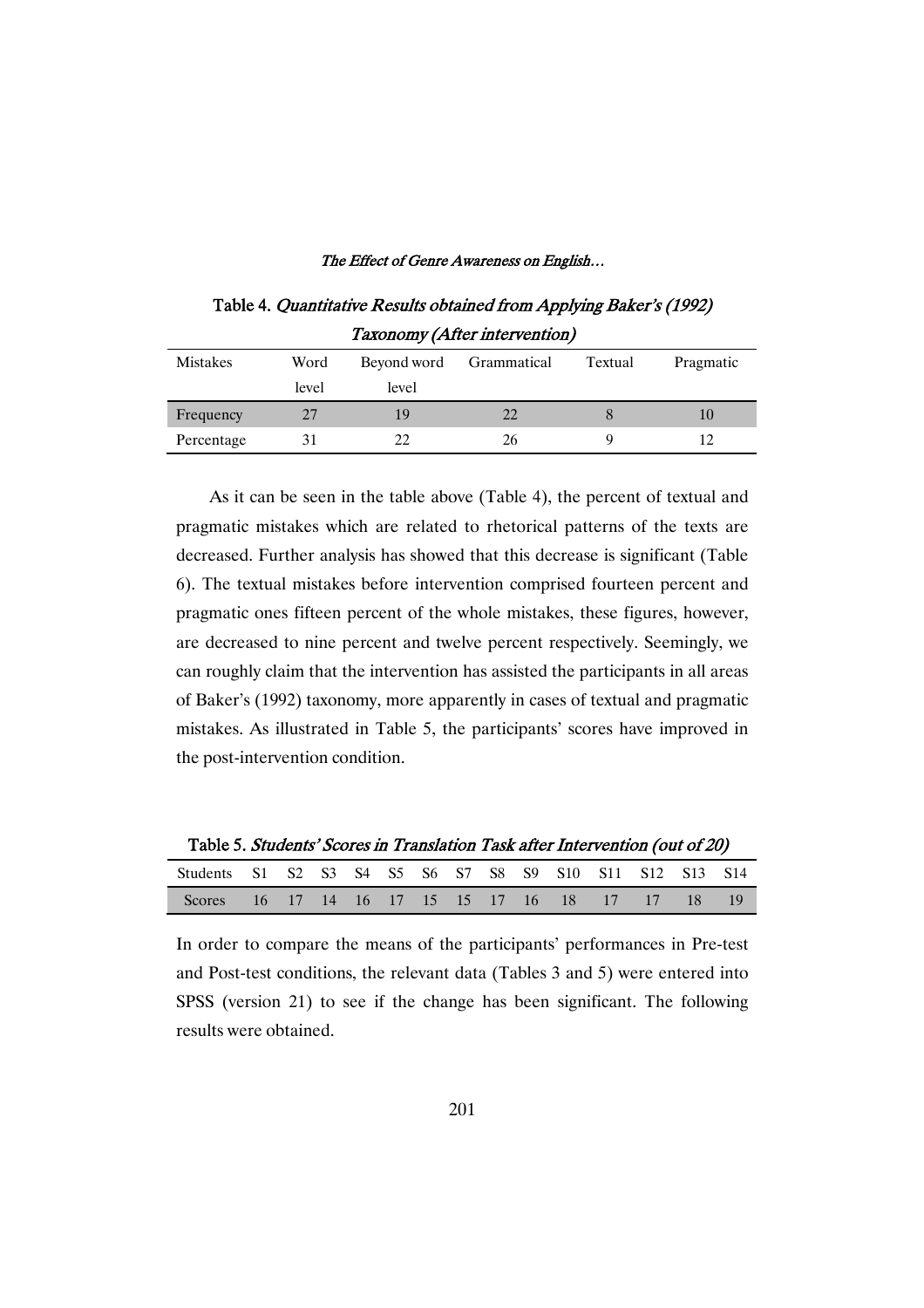Table 4. *Quantitative Results obtained from Applying Baker's (1992) Taxonomy (After intervention)*

| Mistakes | Word level | Beyond word level | Grammatical | Textual | Pragmatic |
|---|---|---|---|---|---|
| Frequency | 27 | 19 | 22 | 8 | 10 |
| Percentage | 31 | 22 | 26 | 9 | 12 |

As it can be seen in the table above (Table 4), the percent of textual and pragmatic mistakes which are related to rhetorical patterns of the texts are decreased. Further analysis has showed that this decrease is significant (Table 6). The textual mistakes before intervention comprised fourteen percent and pragmatic ones fifteen percent of the whole mistakes, these figures, however, are decreased to nine percent and twelve percent respectively. Seemingly, we can roughly claim that the intervention has assisted the participants in all areas of Baker's (1992) taxonomy, more apparently in cases of textual and pragmatic mistakes. As illustrated in Table 5, the participants' scores have improved in the post-intervention condition.

Table 5. *Students' Scores in Translation Task after Intervention (out of 20)*

| Students | S1 | S2 | S3 | S4 | S5 | S6 | S7 | S8 | S9 | S10 | S11 | S12 | S13 | S14 |
|---|---|---|---|---|---|---|---|---|---|---|---|---|---|---|
| Scores | 16 | 17 | 14 | 16 | 17 | 15 | 15 | 17 | 16 | 18 | 17 | 17 | 18 | 19 |

In order to compare the means of the participants' performances in Pre-test and Post-test conditions, the relevant data (Tables 3 and 5) were entered into SPSS (version 21) to see if the change has been significant. The following results were obtained.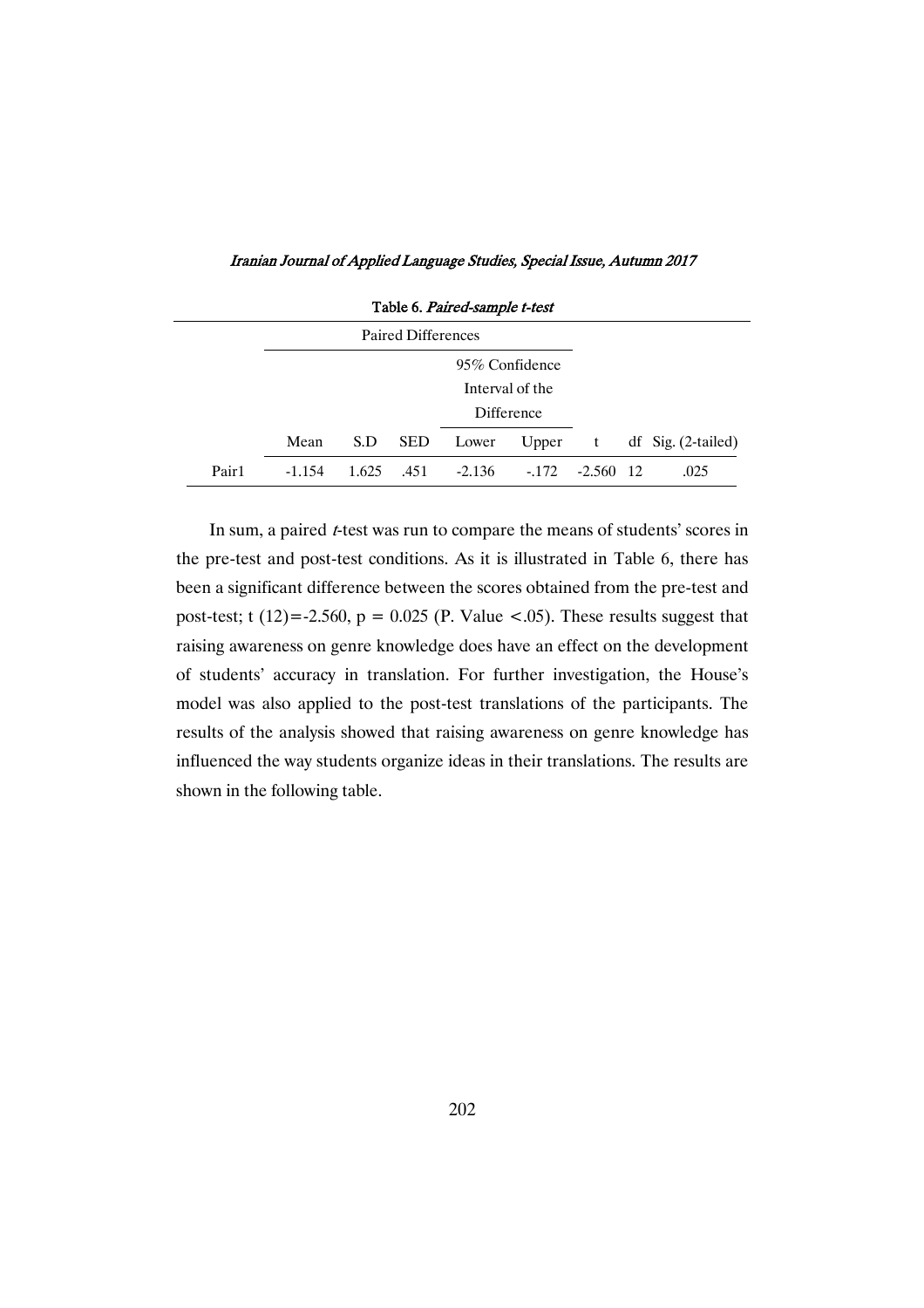Table 6. *Paired-sample t-test*

| | Paired Differences | | | | | | | |
|---|---|---|---|---|---|---|---|---|
| | | | | 95% Confidence Interval of the Difference | | | | |
| | Mean | S.D | SED | Lower | Upper | t | df | Sig. (2-tailed) |
| Pair1 | -1.154 | 1.625 | .451 | -2.136 | -.172 | -2.560 | 12 | .025 |

In sum, a paired *t*-test was run to compare the means of students' scores in the pre-test and post-test conditions. As it is illustrated in Table 6, there has been a significant difference between the scores obtained from the pre-test and post-test; $t(12) = -2.560$, $p = 0.025$ (P. Value $< .05$). These results suggest that raising awareness on genre knowledge does have an effect on the development of students' accuracy in translation. For further investigation, the House's model was also applied to the post-test translations of the participants. The results of the analysis showed that raising awareness on genre knowledge has influenced the way students organize ideas in their translations. The results are shown in the following table.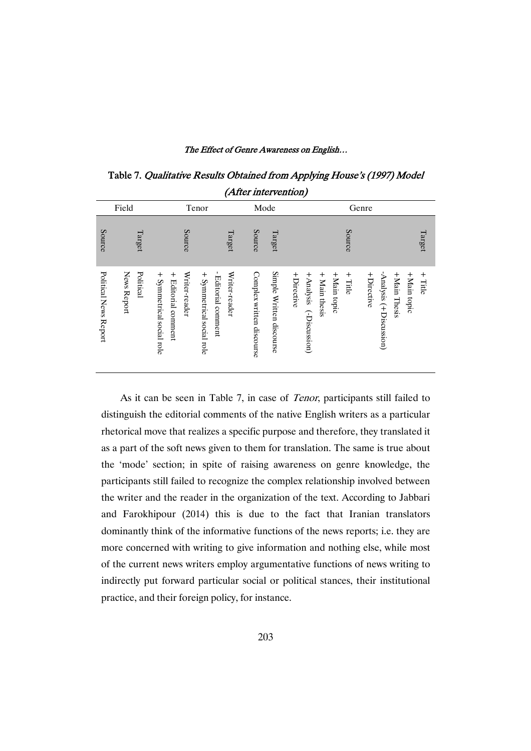Table 7. *Qualitative Results Obtained from Applying House's (1997) Model (After intervention)*

| Field | | Tenor | | Mode | | Genre | |
|---|---|---|---|---|---|---|---|
| Source | Target | Source | Target | Source | Target | Source | Target |
| Political News Report | Political News Report | Writer-reader<br>+ Editorial comment<br>+ Symmetrical social role | Writer-reader<br>- Editorial comment<br>+ Symmetrical social role | Complex written discourse | Simple Written discourse | + Title<br>+Main topic<br>+ Main thesis<br>+ Analysis (-Discussion)<br>+Directive | + Title<br>+Main topic<br>+Main Thesis<br>-Analysis (+Discussion)<br>+Directive |

As it can be seen in Table 7, in case of *Tenor*, participants still failed to distinguish the editorial comments of the native English writers as a particular rhetorical move that realizes a specific purpose and therefore, they translated it as a part of the soft news given to them for translation. The same is true about the 'mode' section; in spite of raising awareness on genre knowledge, the participants still failed to recognize the complex relationship involved between the writer and the reader in the organization of the text. According to Jabbari and Farokhipour (2014) this is due to the fact that Iranian translators dominantly think of the informative functions of the news reports; i.e. they are more concerned with writing to give information and nothing else, while most of the current news writers employ argumentative functions of news writing to indirectly put forward particular social or political stances, their institutional practice, and their foreign policy, for instance.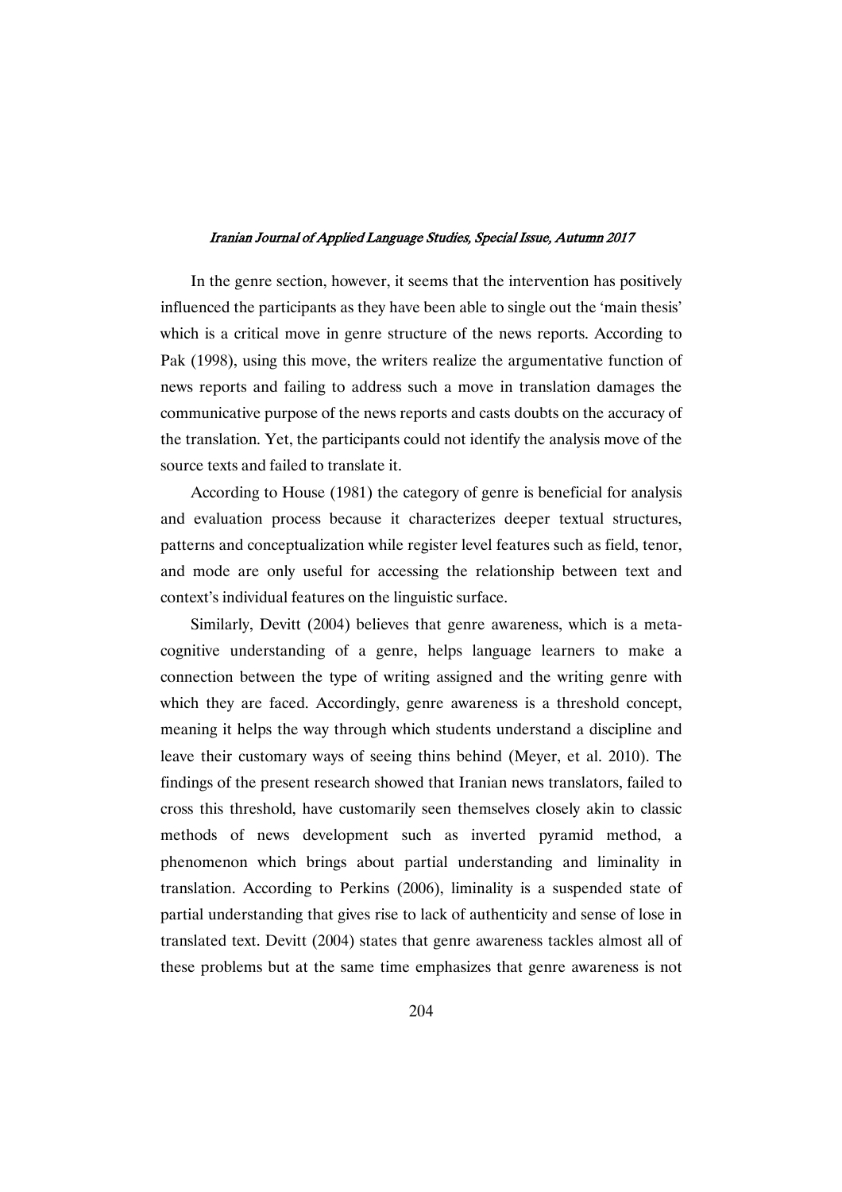In the genre section, however, it seems that the intervention has positively influenced the participants as they have been able to single out the 'main thesis' which is a critical move in genre structure of the news reports. According to Pak (1998), using this move, the writers realize the argumentative function of news reports and failing to address such a move in translation damages the communicative purpose of the news reports and casts doubts on the accuracy of the translation. Yet, the participants could not identify the analysis move of the source texts and failed to translate it.

According to House (1981) the category of genre is beneficial for analysis and evaluation process because it characterizes deeper textual structures, patterns and conceptualization while register level features such as field, tenor, and mode are only useful for accessing the relationship between text and context's individual features on the linguistic surface.

Similarly, Devitt (2004) believes that genre awareness, which is a meta-cognitive understanding of a genre, helps language learners to make a connection between the type of writing assigned and the writing genre with which they are faced. Accordingly, genre awareness is a threshold concept, meaning it helps the way through which students understand a discipline and leave their customary ways of seeing thins behind (Meyer, et al. 2010). The findings of the present research showed that Iranian news translators, failed to cross this threshold, have customarily seen themselves closely akin to classic methods of news development such as inverted pyramid method, a phenomenon which brings about partial understanding and liminality in translation. According to Perkins (2006), liminality is a suspended state of partial understanding that gives rise to lack of authenticity and sense of lose in translated text. Devitt (2004) states that genre awareness tackles almost all of these problems but at the same time emphasizes that genre awareness is not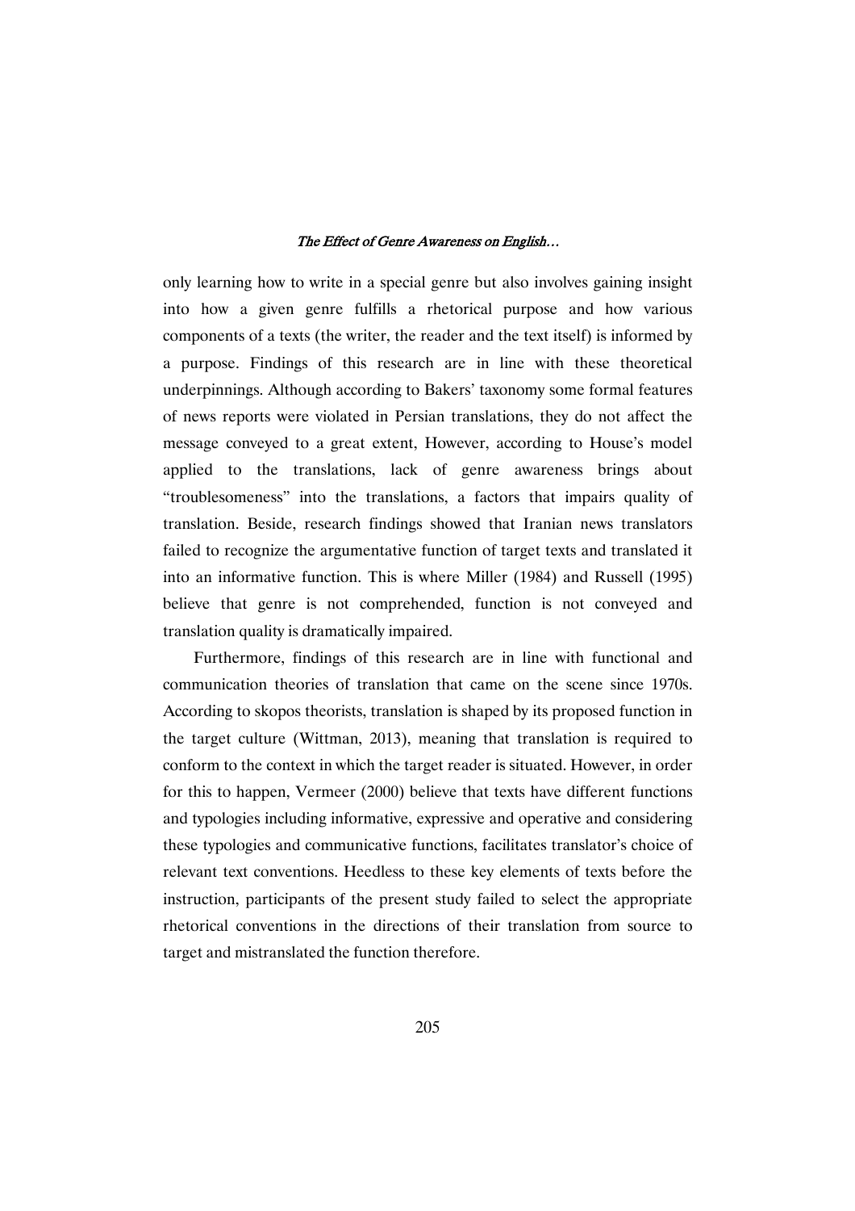only learning how to write in a special genre but also involves gaining insight into how a given genre fulfills a rhetorical purpose and how various components of a texts (the writer, the reader and the text itself) is informed by a purpose. Findings of this research are in line with these theoretical underpinnings. Although according to Bakers' taxonomy some formal features of news reports were violated in Persian translations, they do not affect the message conveyed to a great extent, However, according to House's model applied to the translations, lack of genre awareness brings about "troublesomeness" into the translations, a factors that impairs quality of translation. Beside, research findings showed that Iranian news translators failed to recognize the argumentative function of target texts and translated it into an informative function. This is where Miller (1984) and Russell (1995) believe that genre is not comprehended, function is not conveyed and translation quality is dramatically impaired.

Furthermore, findings of this research are in line with functional and communication theories of translation that came on the scene since 1970s. According to skopos theorists, translation is shaped by its proposed function in the target culture (Wittman, 2013), meaning that translation is required to conform to the context in which the target reader is situated. However, in order for this to happen, Vermeer (2000) believe that texts have different functions and typologies including informative, expressive and operative and considering these typologies and communicative functions, facilitates translator's choice of relevant text conventions. Heedless to these key elements of texts before the instruction, participants of the present study failed to select the appropriate rhetorical conventions in the directions of their translation from source to target and mistranslated the function therefore.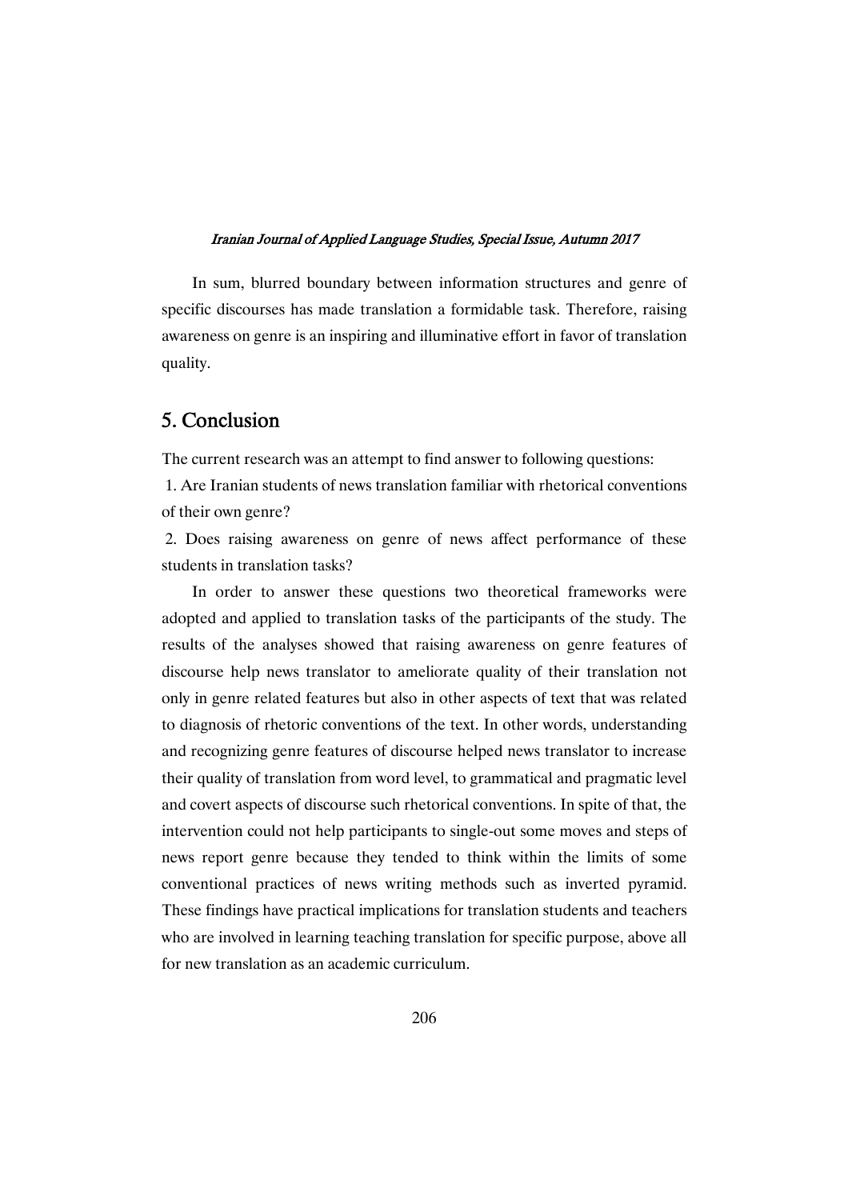In sum, blurred boundary between information structures and genre of specific discourses has made translation a formidable task. Therefore, raising awareness on genre is an inspiring and illuminative effort in favor of translation quality.

## 5. Conclusion

The current research was an attempt to find answer to following questions:

1. Are Iranian students of news translation familiar with rhetorical conventions of their own genre?

2. Does raising awareness on genre of news affect performance of these students in translation tasks?

In order to answer these questions two theoretical frameworks were adopted and applied to translation tasks of the participants of the study. The results of the analyses showed that raising awareness on genre features of discourse help news translator to ameliorate quality of their translation not only in genre related features but also in other aspects of text that was related to diagnosis of rhetoric conventions of the text. In other words, understanding and recognizing genre features of discourse helped news translator to increase their quality of translation from word level, to grammatical and pragmatic level and covert aspects of discourse such rhetorical conventions. In spite of that, the intervention could not help participants to single-out some moves and steps of news report genre because they tended to think within the limits of some conventional practices of news writing methods such as inverted pyramid. These findings have practical implications for translation students and teachers who are involved in learning teaching translation for specific purpose, above all for new translation as an academic curriculum.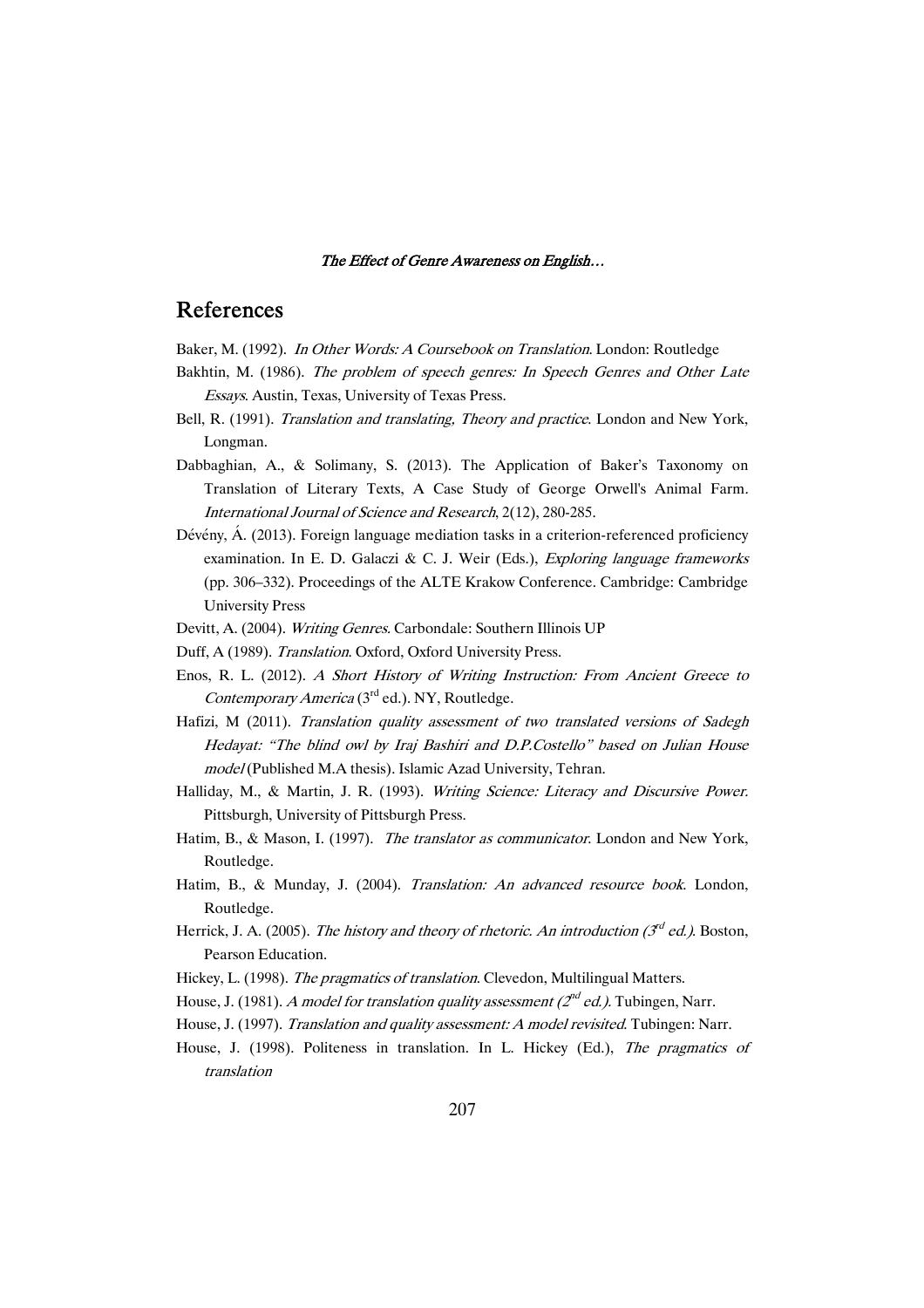## References

Baker, M. (1992). *In Other Words: A Coursebook on Translation*. London: Routledge

Bakhtin, M. (1986). *The problem of speech genres: In Speech Genres and Other Late Essays*. Austin, Texas, University of Texas Press.

Bell, R. (1991). *Translation and translating, Theory and practice*. London and New York, Longman.

Dabbaghian, A., & Solimany, S. (2013). The Application of Baker's Taxonomy on Translation of Literary Texts, A Case Study of George Orwell's Animal Farm. *International Journal of Science and Research*, 2(12), 280-285.

Dévény, Á. (2013). Foreign language mediation tasks in a criterion-referenced proficiency examination. In E. D. Galaczi & C. J. Weir (Eds.), *Exploring language frameworks* (pp. 306–332). Proceedings of the ALTE Krakow Conference. Cambridge: Cambridge University Press

Devitt, A. (2004). *Writing Genres*. Carbondale: Southern Illinois UP

Duff, A (1989). *Translation*. Oxford, Oxford University Press.

Enos, R. L. (2012). *A Short History of Writing Instruction: From Ancient Greece to Contemporary America* (3rd ed.). NY, Routledge.

Hafizi, M (2011). *Translation quality assessment of two translated versions of Sadegh Hedayat: "The blind owl by Iraj Bashiri and D.P.Costello" based on Julian House model* (Published M.A thesis). Islamic Azad University, Tehran.

Halliday, M., & Martin, J. R. (1993). *Writing Science: Literacy and Discursive Power*. Pittsburgh, University of Pittsburgh Press.

Hatim, B., & Mason, I. (1997). *The translator as communicator*. London and New York, Routledge.

Hatim, B., & Munday, J. (2004). *Translation: An advanced resource book*. London, Routledge.

Herrick, J. A. (2005). *The history and theory of rhetoric. An introduction (3rd ed.)*. Boston, Pearson Education.

Hickey, L. (1998). *The pragmatics of translation*. Clevedon, Multilingual Matters.

House, J. (1981). *A model for translation quality assessment (2nd ed.)*. Tubingen, Narr.

House, J. (1997). *Translation and quality assessment: A model revisited*. Tubingen: Narr.

House, J. (1998). Politeness in translation. In L. Hickey (Ed.), *The pragmatics of translation*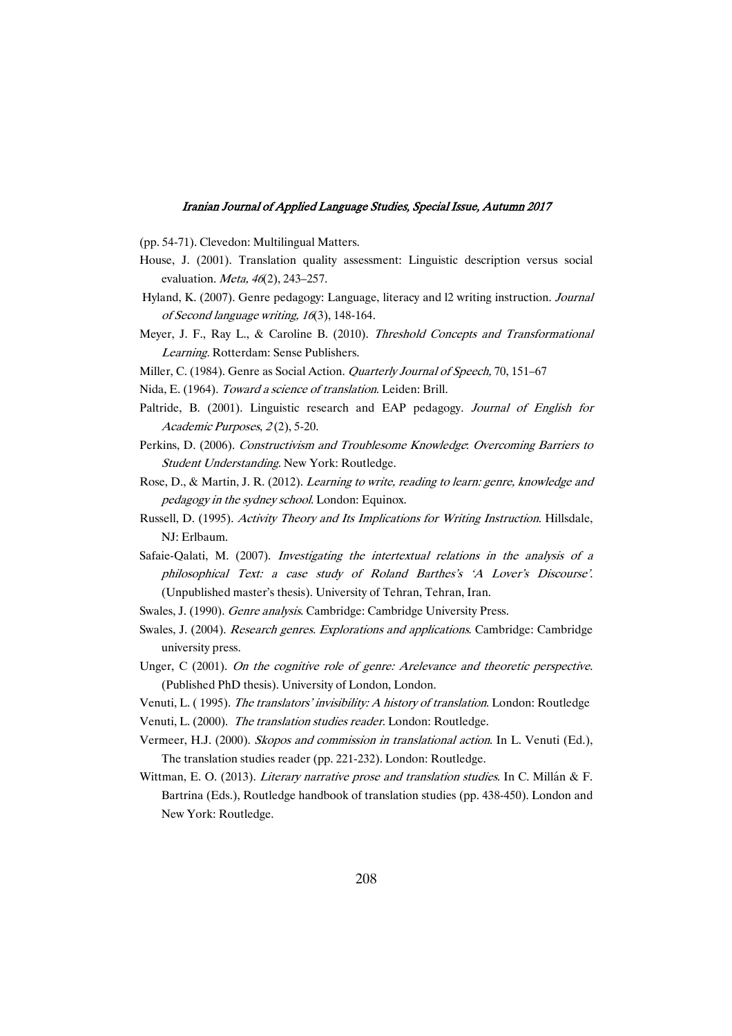(pp. 54-71). Clevedon: Multilingual Matters.

House, J. (2001). Translation quality assessment: Linguistic description versus social evaluation. *Meta, 46*(2), 243–257.

Hyland, K. (2007). Genre pedagogy: Language, literacy and l2 writing instruction. *Journal of Second language writing, 16*(3), 148-164.

Meyer, J. F., Ray L., & Caroline B. (2010). *Threshold Concepts and Transformational Learning.* Rotterdam: Sense Publishers.

Miller, C. (1984). Genre as Social Action. *Quarterly Journal of Speech,* 70, 151–67

Nida, E. (1964). *Toward a science of translation.* Leiden: Brill.

Paltride, B. (2001). Linguistic research and EAP pedagogy. *Journal of English for Academic Purposes, 2* (2), 5-20.

Perkins, D. (2006). *Constructivism and Troublesome Knowledge: Overcoming Barriers to Student Understanding.* New York: Routledge.

Rose, D., & Martin, J. R. (2012). *Learning to write, reading to learn: genre, knowledge and pedagogy in the sydney school.* London: Equinox.

Russell, D. (1995). *Activity Theory and Its Implications for Writing Instruction.* Hillsdale, NJ: Erlbaum.

Safaie-Qalati, M. (2007). *Investigating the intertextual relations in the analysis of a philosophical Text: a case study of Roland Barthes's 'A Lover's Discourse'.* (Unpublished master's thesis). University of Tehran, Tehran, Iran.

Swales, J. (1990). *Genre analysis.* Cambridge: Cambridge University Press.

Swales, J. (2004). *Research genres. Explorations and applications.* Cambridge: Cambridge university press.

Unger, C (2001). *On the cognitive role of genre: Arelevance and theoretic perspective.* (Published PhD thesis). University of London, London.

Venuti, L. ( 1995). *The translators' invisibility: A history of translation.* London: Routledge

Venuti, L. (2000). *The translation studies reader.* London: Routledge.

Vermeer, H.J. (2000). *Skopos and commission in translational action.* In L. Venuti (Ed.), The translation studies reader (pp. 221-232). London: Routledge.

Wittman, E. O. (2013). *Literary narrative prose and translation studies.* In C. Millán & F. Bartrina (Eds.), Routledge handbook of translation studies (pp. 438-450). London and New York: Routledge.